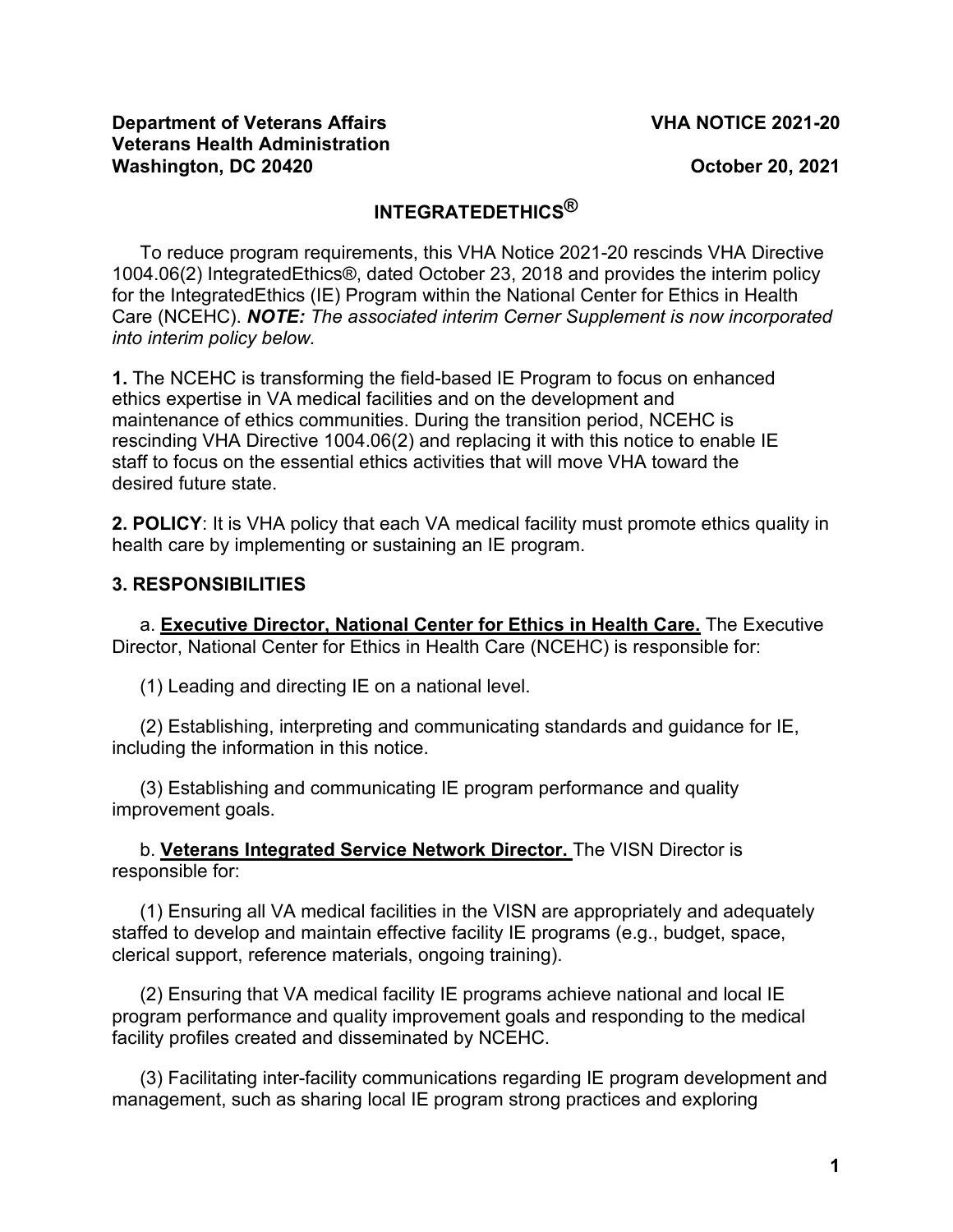**Department of Veterans Affairs**
**Veterans Health Administration**
**Washington, DC 20420**

**VHA NOTICE 2021-20**

**October 20, 2021**

# INTEGRATEDETHICS®

To reduce program requirements, this VHA Notice 2021-20 rescinds VHA Directive 1004.06(2) IntegratedEthics®, dated October 23, 2018 and provides the interim policy for the IntegratedEthics (IE) Program within the National Center for Ethics in Health Care (NCEHC). ***NOTE:*** *The associated interim Cerner Supplement is now incorporated into interim policy below.*

**1.** The NCEHC is transforming the field-based IE Program to focus on enhanced ethics expertise in VA medical facilities and on the development and maintenance of ethics communities. During the transition period, NCEHC is rescinding VHA Directive 1004.06(2) and replacing it with this notice to enable IE staff to focus on the essential ethics activities that will move VHA toward the desired future state.

**2. POLICY**: It is VHA policy that each VA medical facility must promote ethics quality in health care by implementing or sustaining an IE program.

**3. RESPONSIBILITIES**

a. **Executive Director, National Center for Ethics in Health Care.** The Executive Director, National Center for Ethics in Health Care (NCEHC) is responsible for:

(1) Leading and directing IE on a national level.

(2) Establishing, interpreting and communicating standards and guidance for IE, including the information in this notice.

(3) Establishing and communicating IE program performance and quality improvement goals.

b. **Veterans Integrated Service Network Director.** The VISN Director is responsible for:

(1) Ensuring all VA medical facilities in the VISN are appropriately and adequately staffed to develop and maintain effective facility IE programs (e.g., budget, space, clerical support, reference materials, ongoing training).

(2) Ensuring that VA medical facility IE programs achieve national and local IE program performance and quality improvement goals and responding to the medical facility profiles created and disseminated by NCEHC.

(3) Facilitating inter-facility communications regarding IE program development and management, such as sharing local IE program strong practices and exploring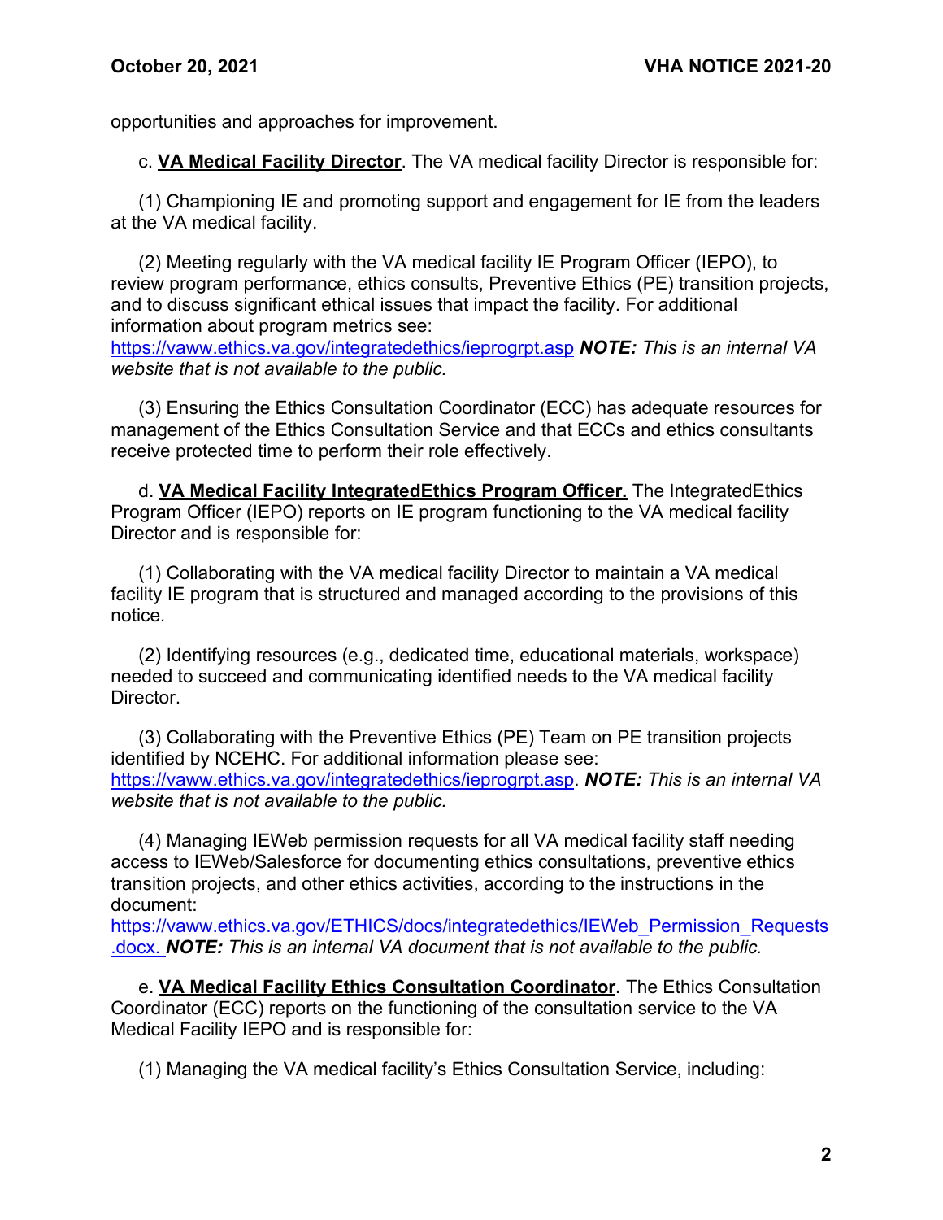opportunities and approaches for improvement.

c. **VA Medical Facility Director**. The VA medical facility Director is responsible for:

(1) Championing IE and promoting support and engagement for IE from the leaders at the VA medical facility.

(2) Meeting regularly with the VA medical facility IE Program Officer (IEPO), to review program performance, ethics consults, Preventive Ethics (PE) transition projects, and to discuss significant ethical issues that impact the facility. For additional information about program metrics see: https://vaww.ethics.va.gov/integratedethics/ieprogrpt.asp ***NOTE:*** *This is an internal VA website that is not available to the public.*

(3) Ensuring the Ethics Consultation Coordinator (ECC) has adequate resources for management of the Ethics Consultation Service and that ECCs and ethics consultants receive protected time to perform their role effectively.

d. **VA Medical Facility IntegratedEthics Program Officer.** The IntegratedEthics Program Officer (IEPO) reports on IE program functioning to the VA medical facility Director and is responsible for:

(1) Collaborating with the VA medical facility Director to maintain a VA medical facility IE program that is structured and managed according to the provisions of this notice.

(2) Identifying resources (e.g., dedicated time, educational materials, workspace) needed to succeed and communicating identified needs to the VA medical facility Director.

(3) Collaborating with the Preventive Ethics (PE) Team on PE transition projects identified by NCEHC. For additional information please see: https://vaww.ethics.va.gov/integratedethics/ieprogrpt.asp. ***NOTE:*** *This is an internal VA website that is not available to the public.*

(4) Managing IEWeb permission requests for all VA medical facility staff needing access to IEWeb/Salesforce for documenting ethics consultations, preventive ethics transition projects, and other ethics activities, according to the instructions in the document: https://vaww.ethics.va.gov/ETHICS/docs/integratedethics/IEWeb_Permission_Requests.docx. ***NOTE:*** *This is an internal VA document that is not available to the public.*

e. **VA Medical Facility Ethics Consultation Coordinator.** The Ethics Consultation Coordinator (ECC) reports on the functioning of the consultation service to the VA Medical Facility IEPO and is responsible for:

(1) Managing the VA medical facility's Ethics Consultation Service, including: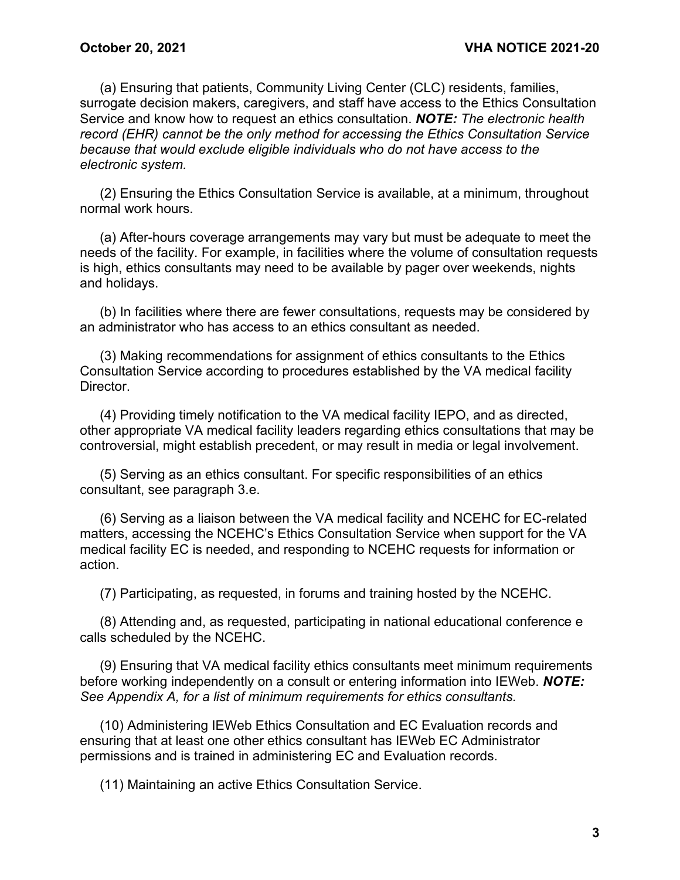(a) Ensuring that patients, Community Living Center (CLC) residents, families, surrogate decision makers, caregivers, and staff have access to the Ethics Consultation Service and know how to request an ethics consultation. ***NOTE:*** *The electronic health record (EHR) cannot be the only method for accessing the Ethics Consultation Service because that would exclude eligible individuals who do not have access to the electronic system.*

(2) Ensuring the Ethics Consultation Service is available, at a minimum, throughout normal work hours.

(a) After-hours coverage arrangements may vary but must be adequate to meet the needs of the facility. For example, in facilities where the volume of consultation requests is high, ethics consultants may need to be available by pager over weekends, nights and holidays.

(b) In facilities where there are fewer consultations, requests may be considered by an administrator who has access to an ethics consultant as needed.

(3) Making recommendations for assignment of ethics consultants to the Ethics Consultation Service according to procedures established by the VA medical facility Director.

(4) Providing timely notification to the VA medical facility IEPO, and as directed, other appropriate VA medical facility leaders regarding ethics consultations that may be controversial, might establish precedent, or may result in media or legal involvement.

(5) Serving as an ethics consultant. For specific responsibilities of an ethics consultant, see paragraph 3.e.

(6) Serving as a liaison between the VA medical facility and NCEHC for EC-related matters, accessing the NCEHC's Ethics Consultation Service when support for the VA medical facility EC is needed, and responding to NCEHC requests for information or action.

(7) Participating, as requested, in forums and training hosted by the NCEHC.

(8) Attending and, as requested, participating in national educational conference e calls scheduled by the NCEHC.

(9) Ensuring that VA medical facility ethics consultants meet minimum requirements before working independently on a consult or entering information into IEWeb. ***NOTE:*** *See Appendix A, for a list of minimum requirements for ethics consultants.*

(10) Administering IEWeb Ethics Consultation and EC Evaluation records and ensuring that at least one other ethics consultant has IEWeb EC Administrator permissions and is trained in administering EC and Evaluation records.

(11) Maintaining an active Ethics Consultation Service.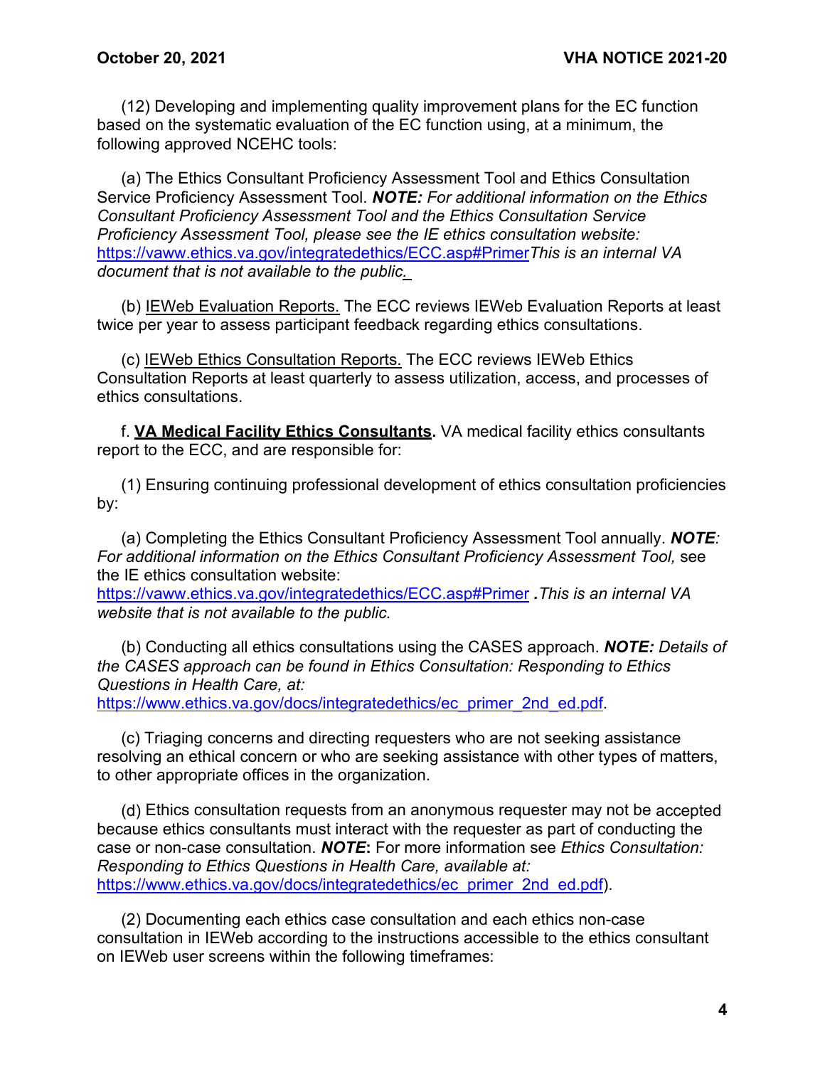(12) Developing and implementing quality improvement plans for the EC function based on the systematic evaluation of the EC function using, at a minimum, the following approved NCEHC tools:

(a) The Ethics Consultant Proficiency Assessment Tool and Ethics Consultation Service Proficiency Assessment Tool. ***NOTE:*** *For additional information on the Ethics Consultant Proficiency Assessment Tool and the Ethics Consultation Service Proficiency Assessment Tool, please see the IE ethics consultation website:* https://vaww.ethics.va.gov/integratedethics/ECC.asp#Primer*This is an internal VA document that is not available to the public.*

(b) IEWeb Evaluation Reports. The ECC reviews IEWeb Evaluation Reports at least twice per year to assess participant feedback regarding ethics consultations.

(c) IEWeb Ethics Consultation Reports. The ECC reviews IEWeb Ethics Consultation Reports at least quarterly to assess utilization, access, and processes of ethics consultations.

f. **VA Medical Facility Ethics Consultants.** VA medical facility ethics consultants report to the ECC, and are responsible for:

(1) Ensuring continuing professional development of ethics consultation proficiencies by:

(a) Completing the Ethics Consultant Proficiency Assessment Tool annually. ***NOTE****: For additional information on the Ethics Consultant Proficiency Assessment Tool,* see the IE ethics consultation website: https://vaww.ethics.va.gov/integratedethics/ECC.asp#Primer *.This is an internal VA website that is not available to the public.*

(b) Conducting all ethics consultations using the CASES approach. ***NOTE:*** *Details of the CASES approach can be found in Ethics Consultation: Responding to Ethics Questions in Health Care, at:* https://www.ethics.va.gov/docs/integratedethics/ec_primer_2nd_ed.pdf.

(c) Triaging concerns and directing requesters who are not seeking assistance resolving an ethical concern or who are seeking assistance with other types of matters, to other appropriate offices in the organization.

(d) Ethics consultation requests from an anonymous requester may not be accepted because ethics consultants must interact with the requester as part of conducting the case or non-case consultation. ***NOTE*****:** For more information see *Ethics Consultation: Responding to Ethics Questions in Health Care, available at:* https://www.ethics.va.gov/docs/integratedethics/ec_primer_2nd_ed.pdf).

(2) Documenting each ethics case consultation and each ethics non-case consultation in IEWeb according to the instructions accessible to the ethics consultant on IEWeb user screens within the following timeframes: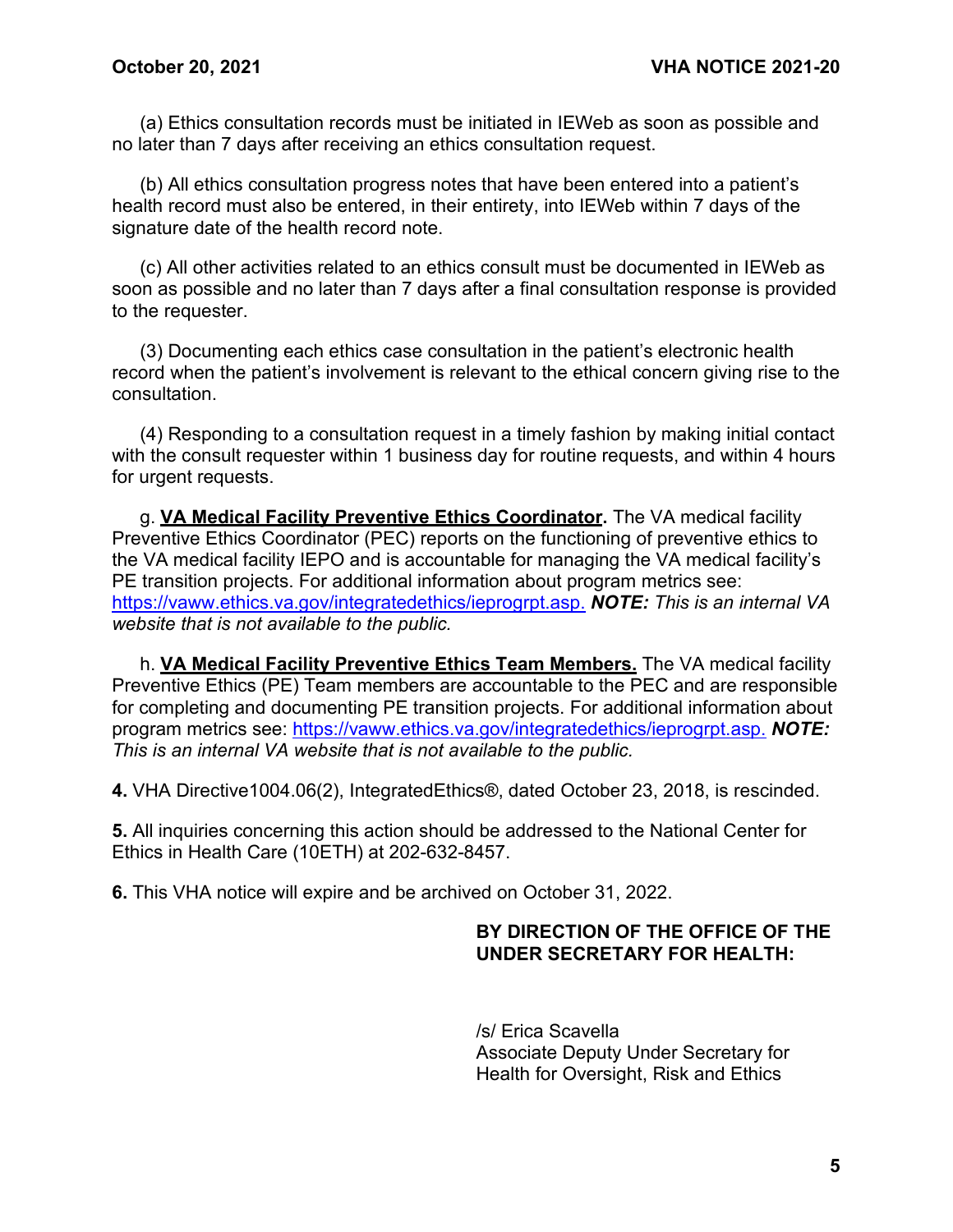(a) Ethics consultation records must be initiated in IEWeb as soon as possible and no later than 7 days after receiving an ethics consultation request.

(b) All ethics consultation progress notes that have been entered into a patient's health record must also be entered, in their entirety, into IEWeb within 7 days of the signature date of the health record note.

(c) All other activities related to an ethics consult must be documented in IEWeb as soon as possible and no later than 7 days after a final consultation response is provided to the requester.

(3) Documenting each ethics case consultation in the patient's electronic health record when the patient's involvement is relevant to the ethical concern giving rise to the consultation.

(4) Responding to a consultation request in a timely fashion by making initial contact with the consult requester within 1 business day for routine requests, and within 4 hours for urgent requests.

g. **VA Medical Facility Preventive Ethics Coordinator.** The VA medical facility Preventive Ethics Coordinator (PEC) reports on the functioning of preventive ethics to the VA medical facility IEPO and is accountable for managing the VA medical facility's PE transition projects. For additional information about program metrics see: https://vaww.ethics.va.gov/integratedethics/ieprogrpt.asp. ***NOTE:*** *This is an internal VA website that is not available to the public.*

h. **VA Medical Facility Preventive Ethics Team Members.** The VA medical facility Preventive Ethics (PE) Team members are accountable to the PEC and are responsible for completing and documenting PE transition projects. For additional information about program metrics see: https://vaww.ethics.va.gov/integratedethics/ieprogrpt.asp. ***NOTE:*** *This is an internal VA website that is not available to the public.*

**4.** VHA Directive1004.06(2), IntegratedEthics®, dated October 23, 2018, is rescinded.

**5.** All inquiries concerning this action should be addressed to the National Center for Ethics in Health Care (10ETH) at 202-632-8457.

**6.** This VHA notice will expire and be archived on October 31, 2022.

**BY DIRECTION OF THE OFFICE OF THE UNDER SECRETARY FOR HEALTH:**

/s/ Erica Scavella
Associate Deputy Under Secretary for Health for Oversight, Risk and Ethics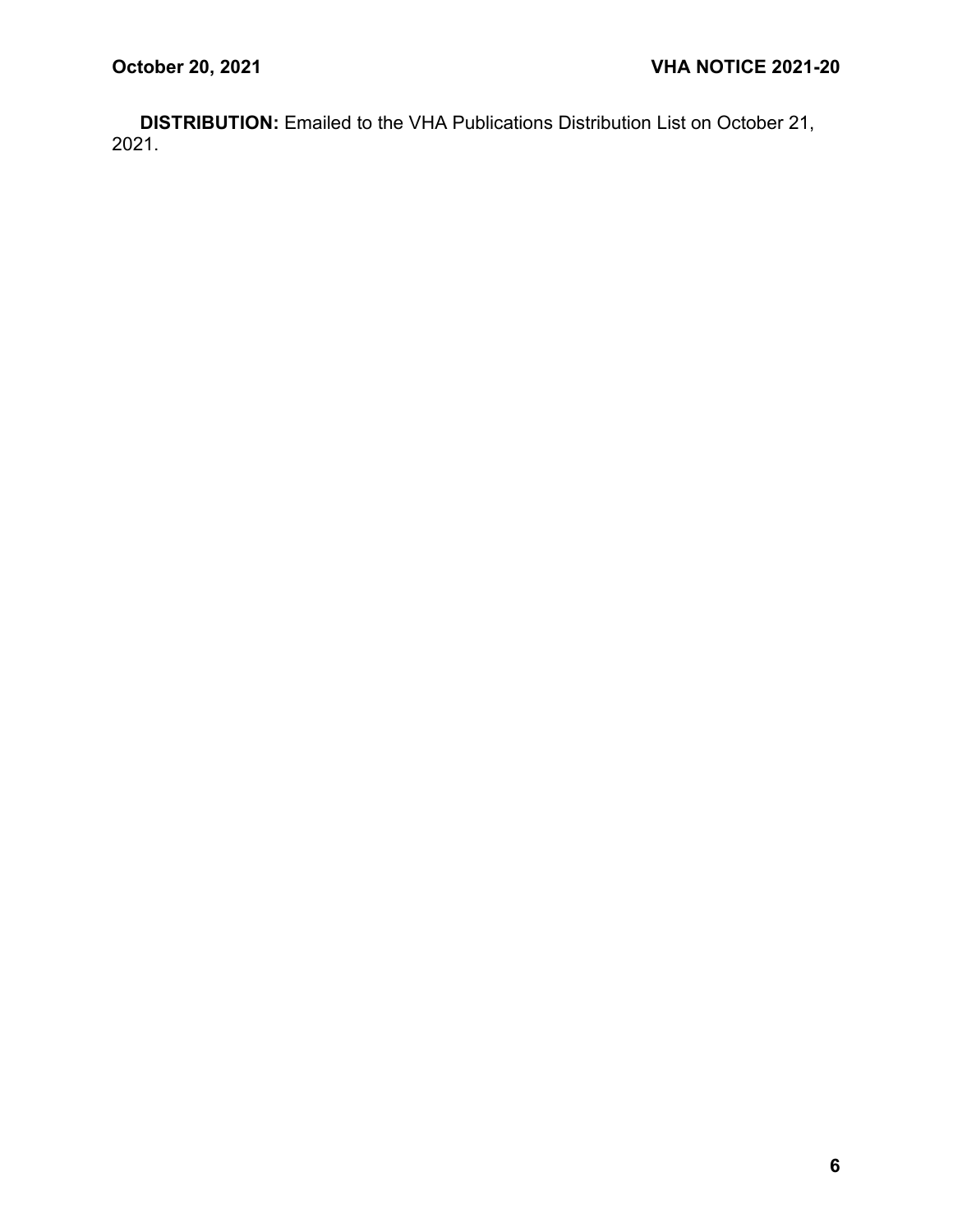**DISTRIBUTION:** Emailed to the VHA Publications Distribution List on October 21, 2021.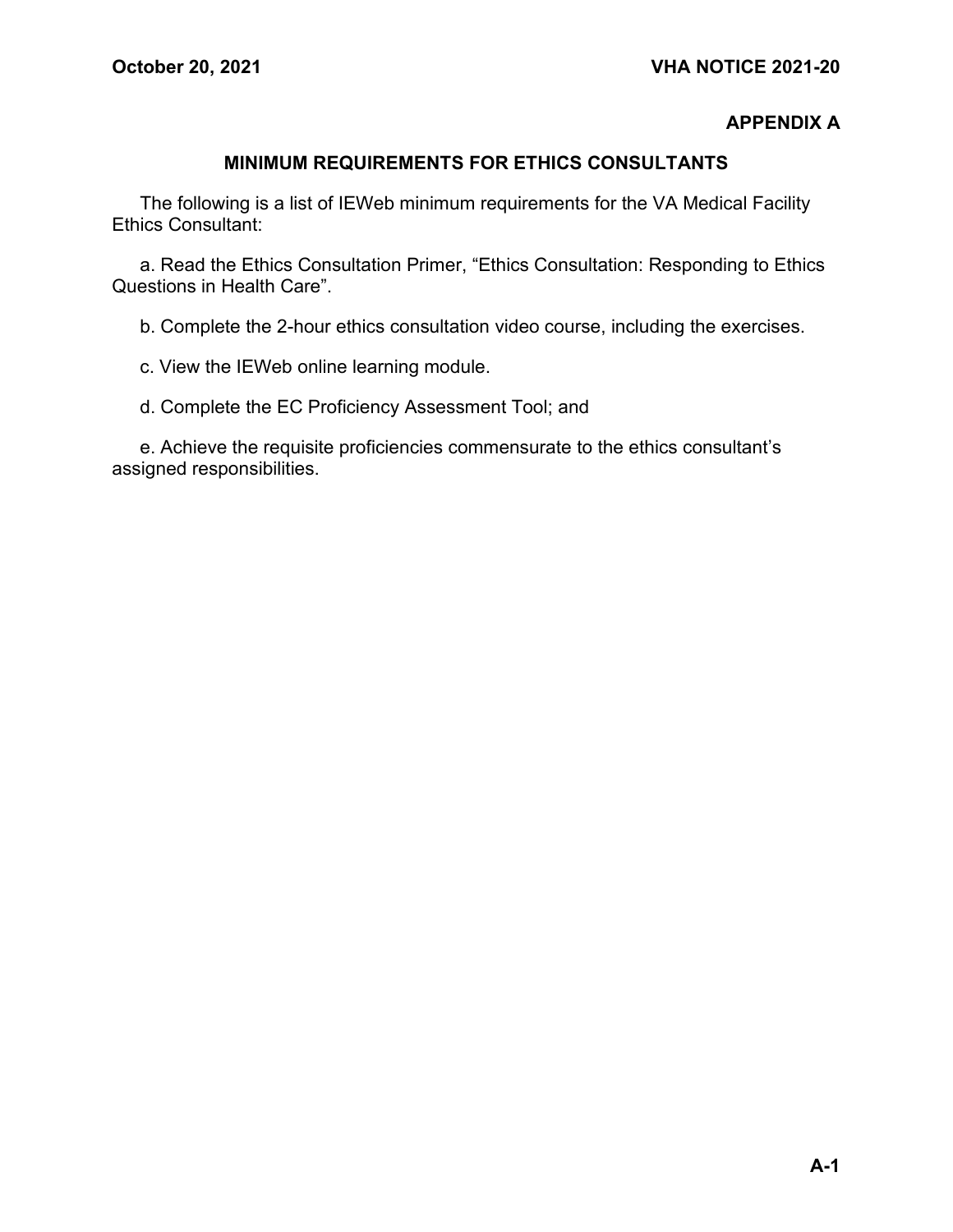## APPENDIX A

### MINIMUM REQUIREMENTS FOR ETHICS CONSULTANTS

The following is a list of IEWeb minimum requirements for the VA Medical Facility Ethics Consultant:

a. Read the Ethics Consultation Primer, "Ethics Consultation: Responding to Ethics Questions in Health Care".

b. Complete the 2-hour ethics consultation video course, including the exercises.

c. View the IEWeb online learning module.

d. Complete the EC Proficiency Assessment Tool; and

e. Achieve the requisite proficiencies commensurate to the ethics consultant's assigned responsibilities.